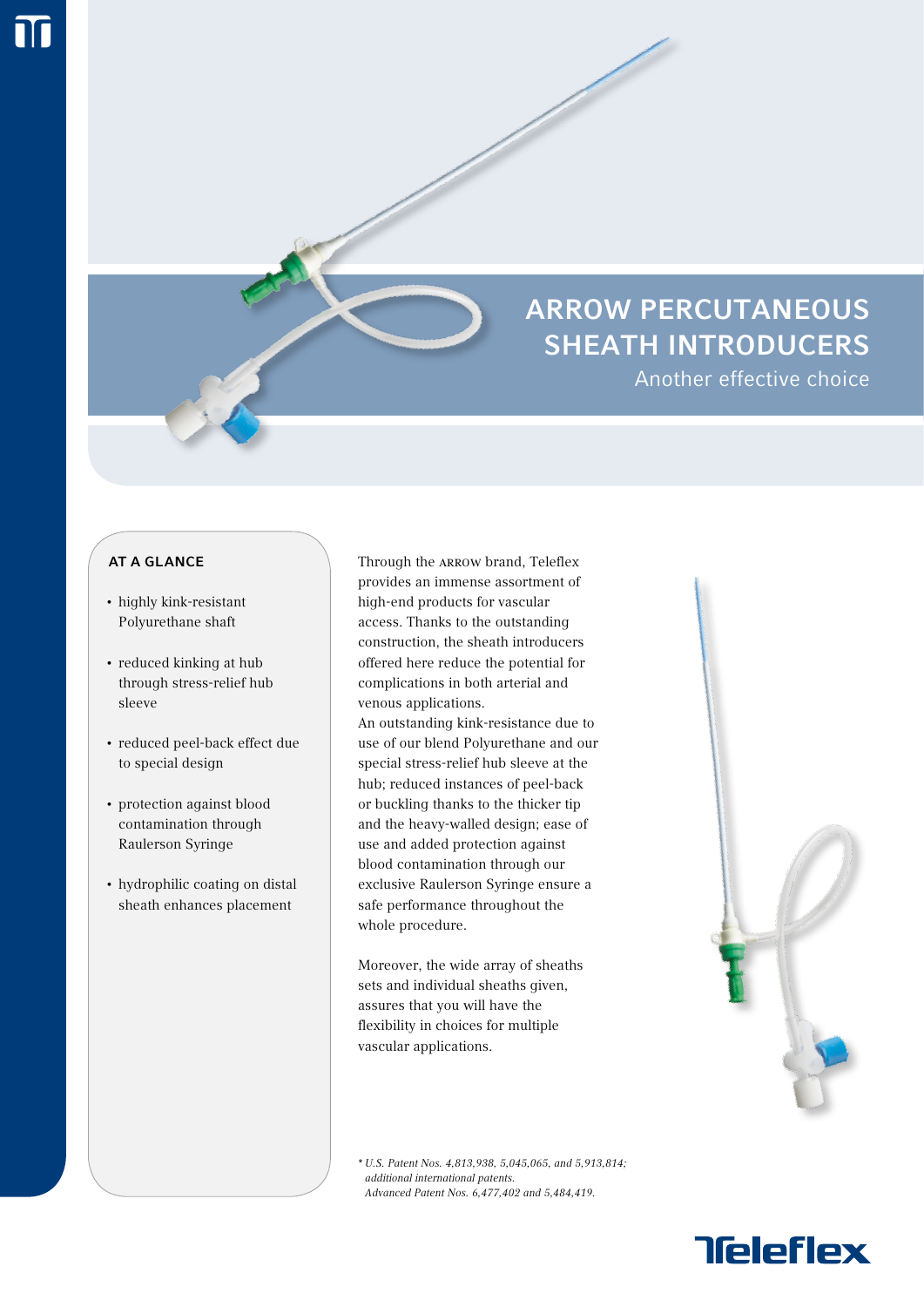# ARROW PERCUTANEOUS SHEATH INTRODUCERS

Another effective choice

## AT A GLANCE

- highly kink-resistant Polyurethane shaft
- reduced kinking at hub through stress-relief hub sleeve
- reduced peel-back effect due to special design
- protection against blood contamination through Raulerson Syringe
- hydrophilic coating on distal sheath enhances placement

Through the ARROW brand, Teleflex provides an immense assortment of high-end products for vascular access. Thanks to the outstanding construction, the sheath introducers offered here reduce the potential for complications in both arterial and venous applications.
An outstanding kink-resistance due to use of our blend Polyurethane and our special stress-relief hub sleeve at the hub; reduced instances of peel-back or buckling thanks to the thicker tip and the heavy-walled design; ease of use and added protection against blood contamination through our exclusive Raulerson Syringe ensure a safe performance throughout the whole procedure.

Moreover, the wide array of sheaths sets and individual sheaths given, assures that you will have the flexibility in choices for multiple vascular applications.

*\* U.S. Patent Nos. 4,813,938, 5,045,065, and 5,913,814; additional international patents. Advanced Patent Nos. 6,477,402 and 5,484,419.*

Teleflex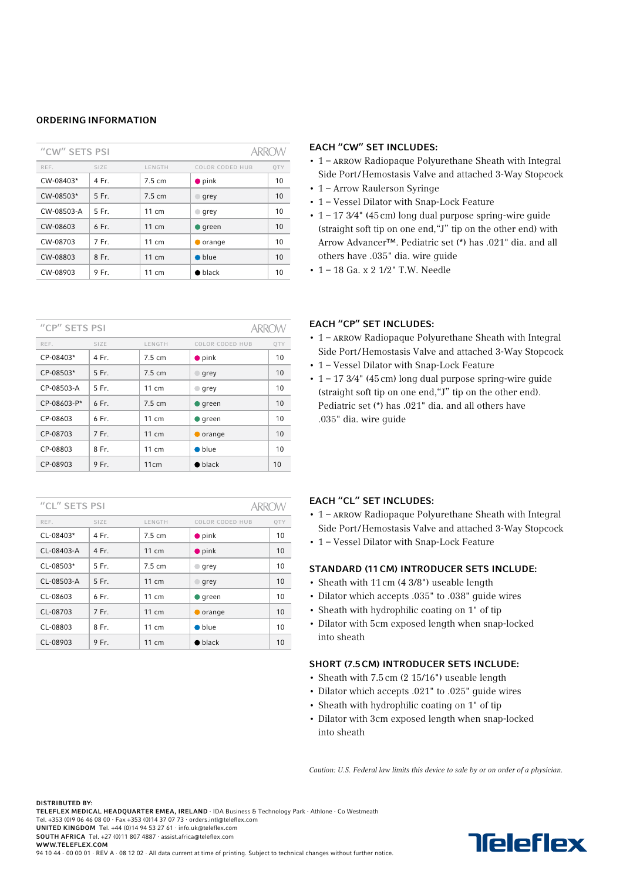## ORDERING INFORMATION

| "CW" SETS PSI | | | | ARROW |
|---|---|---|---|---|
| REF. | SIZE | LENGTH | COLOR CODED HUB | QTY |
| CW-08403* | 4 Fr. | 7.5 cm | pink | 10 |
| CW-08503* | 5 Fr. | 7.5 cm | grey | 10 |
| CW-08503-A | 5 Fr. | 11 cm | grey | 10 |
| CW-08603 | 6 Fr. | 11 cm | green | 10 |
| CW-08703 | 7 Fr. | 11 cm | orange | 10 |
| CW-08803 | 8 Fr. | 11 cm | blue | 10 |
| CW-08903 | 9 Fr. | 11 cm | black | 10 |

### EACH "CW" SET INCLUDES:

- 1 – ARROW Radiopaque Polyurethane Sheath with Integral Side Port/Hemostasis Valve and attached 3-Way Stopcock
- 1 – Arrow Raulerson Syringe
- 1 – Vessel Dilator with Snap-Lock Feature
- 1 – 17 3⁄4" (45 cm) long dual purpose spring-wire guide (straight soft tip on one end,"J" tip on the other end) with Arrow Advancer™. Pediatric set (*) has .021" dia. and all others have .035" dia. wire guide
- 1 – 18 Ga. x 2 1/2" T.W. Needle

| "CP" SETS PSI | | | | ARROW |
|---|---|---|---|---|
| REF. | SIZE | LENGTH | COLOR CODED HUB | QTY |
| CP-08403* | 4 Fr. | 7.5 cm | pink | 10 |
| CP-08503* | 5 Fr. | 7.5 cm | grey | 10 |
| CP-08503-A | 5 Fr. | 11 cm | grey | 10 |
| CP-08603-P* | 6 Fr. | 7.5 cm | green | 10 |
| CP-08603 | 6 Fr. | 11 cm | green | 10 |
| CP-08703 | 7 Fr. | 11 cm | orange | 10 |
| CP-08803 | 8 Fr. | 11 cm | blue | 10 |
| CP-08903 | 9 Fr. | 11cm | black | 10 |

### EACH "CP" SET INCLUDES:

- 1 – ARROW Radiopaque Polyurethane Sheath with Integral Side Port/Hemostasis Valve and attached 3-Way Stopcock
- 1 – Vessel Dilator with Snap-Lock Feature
- 1 – 17 3⁄4" (45 cm) long dual purpose spring-wire guide (straight soft tip on one end,"J" tip on the other end). Pediatric set (*) has .021" dia. and all others have .035" dia. wire guide

| "CL" SETS PSI | | | | ARROW |
|---|---|---|---|---|
| REF. | SIZE | LENGTH | COLOR CODED HUB | QTY |
| CL-08403* | 4 Fr. | 7.5 cm | pink | 10 |
| CL-08403-A | 4 Fr. | 11 cm | pink | 10 |
| CL-08503* | 5 Fr. | 7.5 cm | grey | 10 |
| CL-08503-A | 5 Fr. | 11 cm | grey | 10 |
| CL-08603 | 6 Fr. | 11 cm | green | 10 |
| CL-08703 | 7 Fr. | 11 cm | orange | 10 |
| CL-08803 | 8 Fr. | 11 cm | blue | 10 |
| CL-08903 | 9 Fr. | 11 cm | black | 10 |

### EACH "CL" SET INCLUDES:

- 1 – ARROW Radiopaque Polyurethane Sheath with Integral Side Port/Hemostasis Valve and attached 3-Way Stopcock
- 1 – Vessel Dilator with Snap-Lock Feature

### STANDARD (11 CM) INTRODUCER SETS INCLUDE:

- Sheath with 11 cm (4 3/8") useable length
- Dilator which accepts .035" to .038" guide wires
- Sheath with hydrophilic coating on 1" of tip
- Dilator with 5cm exposed length when snap-locked into sheath

### SHORT (7.5 CM) INTRODUCER SETS INCLUDE:

- Sheath with 7.5 cm (2 15/16") useable length
- Dilator which accepts .021" to .025" guide wires
- Sheath with hydrophilic coating on 1" of tip
- Dilator with 3cm exposed length when snap-locked into sheath

*Caution: U.S. Federal law limits this device to sale by or on order of a physician.*

**DISTRIBUTED BY:**
**TELEFLEX MEDICAL HEADQUARTER EMEA, IRELAND** · IDA Business & Technology Park · Athlone · Co Westmeath
Tel. +353 (0)9 06 46 08 00 · Fax +353 (0)14 37 07 73 · orders.intl@teleflex.com
**UNITED KINGDOM** Tel. +44 (0)14 94 53 27 61 · info.uk@teleflex.com
**SOUTH AFRICA** Tel. +27 (0)11 807 4887 · assist.africa@teleflex.com
**WWW.TELEFLEX.COM**
94 10 44 - 00 00 01 · REV A · 08 12 02 · All data current at time of printing. Subject to technical changes without further notice.

Teleflex